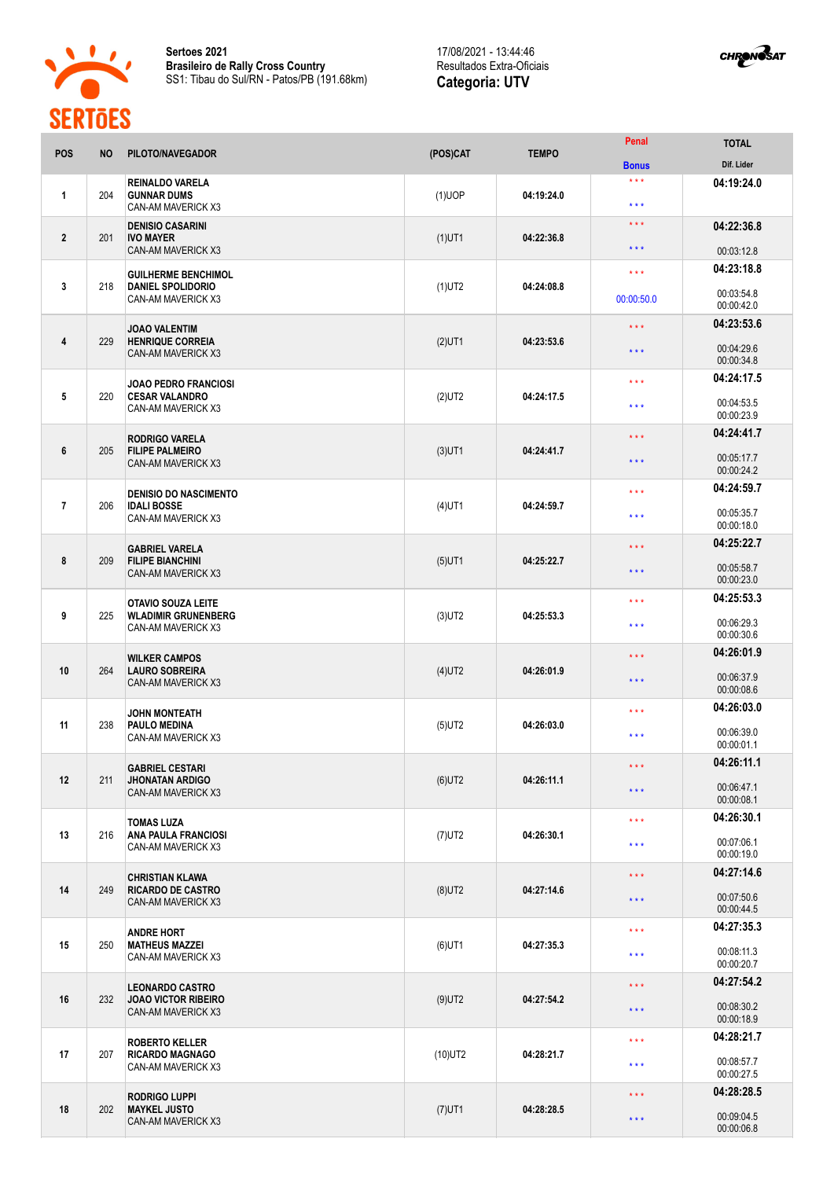**Sertoes 2021**
**Brasileiro de Rally Cross Country**
SS1: Tibau do Sul/RN - Patos/PB (191.68km)

17/08/2021 - 13:44:46
Resultados Extra-Oficiais
**Categoria: UTV**

| POS | NO | PILOTO/NAVEGADOR | (POS)CAT | TEMPO | Penal / Bonus | TOTAL / Dif. Lider |
|---|---|---|---|---|---|---|
| 1 | 204 | **REINALDO VARELA** **GUNNAR DUMS** CAN-AM MAVERICK X3 | (1)UOP | 04:19:24.0 | *** *** | **04:19:24.0** |
| 2 | 201 | **DENISIO CASARINI** **IVO MAYER** CAN-AM MAVERICK X3 | (1)UT1 | 04:22:36.8 | *** *** | **04:22:36.8** 00:03:12.8 |
| 3 | 218 | **GUILHERME BENCHIMOL** **DANIEL SPOLIDORIO** CAN-AM MAVERICK X3 | (1)UT2 | 04:24:08.8 | *** 00:00:50.0 | **04:23:18.8** 00:03:54.8 00:00:42.0 |
| 4 | 229 | **JOAO VALENTIM** **HENRIQUE CORREIA** CAN-AM MAVERICK X3 | (2)UT1 | 04:23:53.6 | *** *** | **04:23:53.6** 00:04:29.6 00:00:34.8 |
| 5 | 220 | **JOAO PEDRO FRANCIOSI** **CESAR VALANDRO** CAN-AM MAVERICK X3 | (2)UT2 | 04:24:17.5 | *** *** | **04:24:17.5** 00:04:53.5 00:00:23.9 |
| 6 | 205 | **RODRIGO VARELA** **FILIPE PALMEIRO** CAN-AM MAVERICK X3 | (3)UT1 | 04:24:41.7 | *** *** | **04:24:41.7** 00:05:17.7 00:00:24.2 |
| 7 | 206 | **DENISIO DO NASCIMENTO** **IDALI BOSSE** CAN-AM MAVERICK X3 | (4)UT1 | 04:24:59.7 | *** *** | **04:24:59.7** 00:05:35.7 00:00:18.0 |
| 8 | 209 | **GABRIEL VARELA** **FILIPE BIANCHINI** CAN-AM MAVERICK X3 | (5)UT1 | 04:25:22.7 | *** *** | **04:25:22.7** 00:05:58.7 00:00:23.0 |
| 9 | 225 | **OTAVIO SOUZA LEITE** **WLADIMIR GRUNENBERG** CAN-AM MAVERICK X3 | (3)UT2 | 04:25:53.3 | *** *** | **04:25:53.3** 00:06:29.3 00:00:30.6 |
| 10 | 264 | **WILKER CAMPOS** **LAURO SOBREIRA** CAN-AM MAVERICK X3 | (4)UT2 | 04:26:01.9 | *** *** | **04:26:01.9** 00:06:37.9 00:00:08.6 |
| 11 | 238 | **JOHN MONTEATH** **PAULO MEDINA** CAN-AM MAVERICK X3 | (5)UT2 | 04:26:03.0 | *** *** | **04:26:03.0** 00:06:39.0 00:00:01.1 |
| 12 | 211 | **GABRIEL CESTARI** **JHONATAN ARDIGO** CAN-AM MAVERICK X3 | (6)UT2 | 04:26:11.1 | *** *** | **04:26:11.1** 00:06:47.1 00:00:08.1 |
| 13 | 216 | **TOMAS LUZA** **ANA PAULA FRANCIOSI** CAN-AM MAVERICK X3 | (7)UT2 | 04:26:30.1 | *** *** | **04:26:30.1** 00:07:06.1 00:00:19.0 |
| 14 | 249 | **CHRISTIAN KLAWA** **RICARDO DE CASTRO** CAN-AM MAVERICK X3 | (8)UT2 | 04:27:14.6 | *** *** | **04:27:14.6** 00:07:50.6 00:00:44.5 |
| 15 | 250 | **ANDRE HORT** **MATHEUS MAZZEI** CAN-AM MAVERICK X3 | (6)UT1 | 04:27:35.3 | *** *** | **04:27:35.3** 00:08:11.3 00:00:20.7 |
| 16 | 232 | **LEONARDO CASTRO** **JOAO VICTOR RIBEIRO** CAN-AM MAVERICK X3 | (9)UT2 | 04:27:54.2 | *** *** | **04:27:54.2** 00:08:30.2 00:00:18.9 |
| 17 | 207 | **ROBERTO KELLER** **RICARDO MAGNAGO** CAN-AM MAVERICK X3 | (10)UT2 | 04:28:21.7 | *** *** | **04:28:21.7** 00:08:57.7 00:00:27.5 |
| 18 | 202 | **RODRIGO LUPPI** **MAYKEL JUSTO** CAN-AM MAVERICK X3 | (7)UT1 | 04:28:28.5 | *** *** | **04:28:28.5** 00:09:04.5 00:00:06.8 |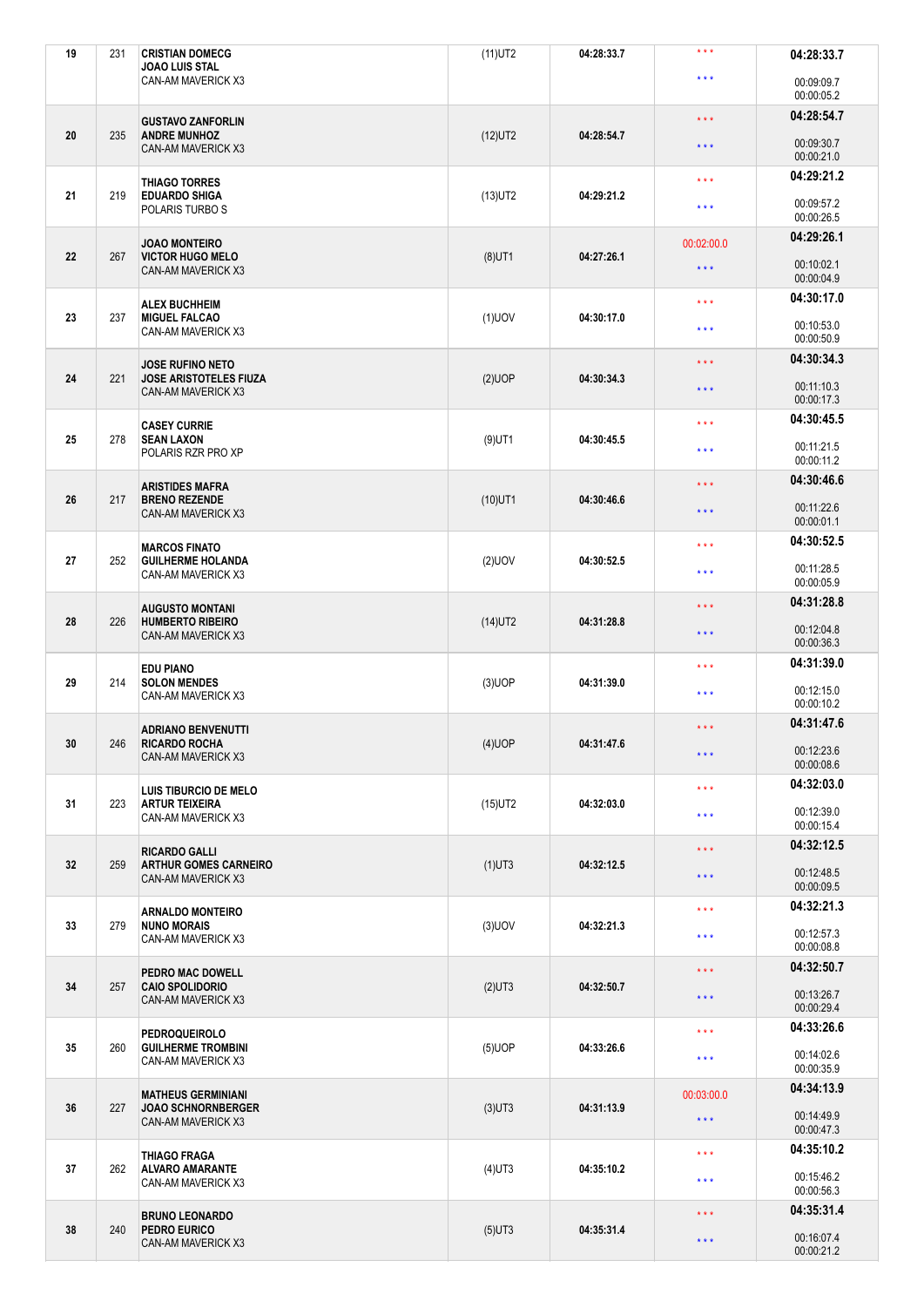| 19 | 231 | CRISTIAN DOMECG<br>JOAO LUIS STAL<br>CAN-AM MAVERICK X3 | (11)UT2 | 04:28:33.7 | \* \* \*<br>\* \* \* | 04:28:33.7<br>00:09:09.7<br>00:00:05.2 |
|---|---|---|---|---|---|---|
| 20 | 235 | GUSTAVO ZANFORLIN<br>ANDRE MUNHOZ<br>CAN-AM MAVERICK X3 | (12)UT2 | 04:28:54.7 | \* \* \*<br>\* \* \* | 04:28:54.7<br>00:09:30.7<br>00:00:21.0 |
| 21 | 219 | THIAGO TORRES<br>EDUARDO SHIGA<br>POLARIS TURBO S | (13)UT2 | 04:29:21.2 | \* \* \*<br>\* \* \* | 04:29:21.2<br>00:09:57.2<br>00:00:26.5 |
| 22 | 267 | JOAO MONTEIRO<br>VICTOR HUGO MELO<br>CAN-AM MAVERICK X3 | (8)UT1 | 04:27:26.1 | 00:02:00.0<br>\* \* \* | 04:29:26.1<br>00:10:02.1<br>00:00:04.9 |
| 23 | 237 | ALEX BUCHHEIM<br>MIGUEL FALCAO<br>CAN-AM MAVERICK X3 | (1)UOV | 04:30:17.0 | \* \* \*<br>\* \* \* | 04:30:17.0<br>00:10:53.0<br>00:00:50.9 |
| 24 | 221 | JOSE RUFINO NETO<br>JOSE ARISTOTELES FIUZA<br>CAN-AM MAVERICK X3 | (2)UOP | 04:30:34.3 | \* \* \*<br>\* \* \* | 04:30:34.3<br>00:11:10.3<br>00:00:17.3 |
| 25 | 278 | CASEY CURRIE<br>SEAN LAXON<br>POLARIS RZR PRO XP | (9)UT1 | 04:30:45.5 | \* \* \*<br>\* \* \* | 04:30:45.5<br>00:11:21.5<br>00:00:11.2 |
| 26 | 217 | ARISTIDES MAFRA<br>BRENO REZENDE<br>CAN-AM MAVERICK X3 | (10)UT1 | 04:30:46.6 | \* \* \*<br>\* \* \* | 04:30:46.6<br>00:11:22.6<br>00:00:01.1 |
| 27 | 252 | MARCOS FINATO<br>GUILHERME HOLANDA<br>CAN-AM MAVERICK X3 | (2)UOV | 04:30:52.5 | \* \* \*<br>\* \* \* | 04:30:52.5<br>00:11:28.5<br>00:00:05.9 |
| 28 | 226 | AUGUSTO MONTANI<br>HUMBERTO RIBEIRO<br>CAN-AM MAVERICK X3 | (14)UT2 | 04:31:28.8 | \* \* \*<br>\* \* \* | 04:31:28.8<br>00:12:04.8<br>00:00:36.3 |
| 29 | 214 | EDU PIANO<br>SOLON MENDES<br>CAN-AM MAVERICK X3 | (3)UOP | 04:31:39.0 | \* \* \*<br>\* \* \* | 04:31:39.0<br>00:12:15.0<br>00:00:10.2 |
| 30 | 246 | ADRIANO BENVENUTTI<br>RICARDO ROCHA<br>CAN-AM MAVERICK X3 | (4)UOP | 04:31:47.6 | \* \* \*<br>\* \* \* | 04:31:47.6<br>00:12:23.6<br>00:00:08.6 |
| 31 | 223 | LUIS TIBURCIO DE MELO<br>ARTUR TEIXEIRA<br>CAN-AM MAVERICK X3 | (15)UT2 | 04:32:03.0 | \* \* \*<br>\* \* \* | 04:32:03.0<br>00:12:39.0<br>00:00:15.4 |
| 32 | 259 | RICARDO GALLI<br>ARTHUR GOMES CARNEIRO<br>CAN-AM MAVERICK X3 | (1)UT3 | 04:32:12.5 | \* \* \*<br>\* \* \* | 04:32:12.5<br>00:12:48.5<br>00:00:09.5 |
| 33 | 279 | ARNALDO MONTEIRO<br>NUNO MORAIS<br>CAN-AM MAVERICK X3 | (3)UOV | 04:32:21.3 | \* \* \*<br>\* \* \* | 04:32:21.3<br>00:12:57.3<br>00:00:08.8 |
| 34 | 257 | PEDRO MAC DOWELL<br>CAIO SPOLIDORIO<br>CAN-AM MAVERICK X3 | (2)UT3 | 04:32:50.7 | \* \* \*<br>\* \* \* | 04:32:50.7<br>00:13:26.7<br>00:00:29.4 |
| 35 | 260 | PEDROQUEIROLO<br>GUILHERME TROMBINI<br>CAN-AM MAVERICK X3 | (5)UOP | 04:33:26.6 | \* \* \*<br>\* \* \* | 04:33:26.6<br>00:14:02.6<br>00:00:35.9 |
| 36 | 227 | MATHEUS GERMINIANI<br>JOAO SCHNORNBERGER<br>CAN-AM MAVERICK X3 | (3)UT3 | 04:31:13.9 | 00:03:00.0<br>\* \* \* | 04:34:13.9<br>00:14:49.9<br>00:00:47.3 |
| 37 | 262 | THIAGO FRAGA<br>ALVARO AMARANTE<br>CAN-AM MAVERICK X3 | (4)UT3 | 04:35:10.2 | \* \* \*<br>\* \* \* | 04:35:10.2<br>00:15:46.2<br>00:00:56.3 |
| 38 | 240 | BRUNO LEONARDO<br>PEDRO EURICO<br>CAN-AM MAVERICK X3 | (5)UT3 | 04:35:31.4 | \* \* \*<br>\* \* \* | 04:35:31.4<br>00:16:07.4<br>00:00:21.2 |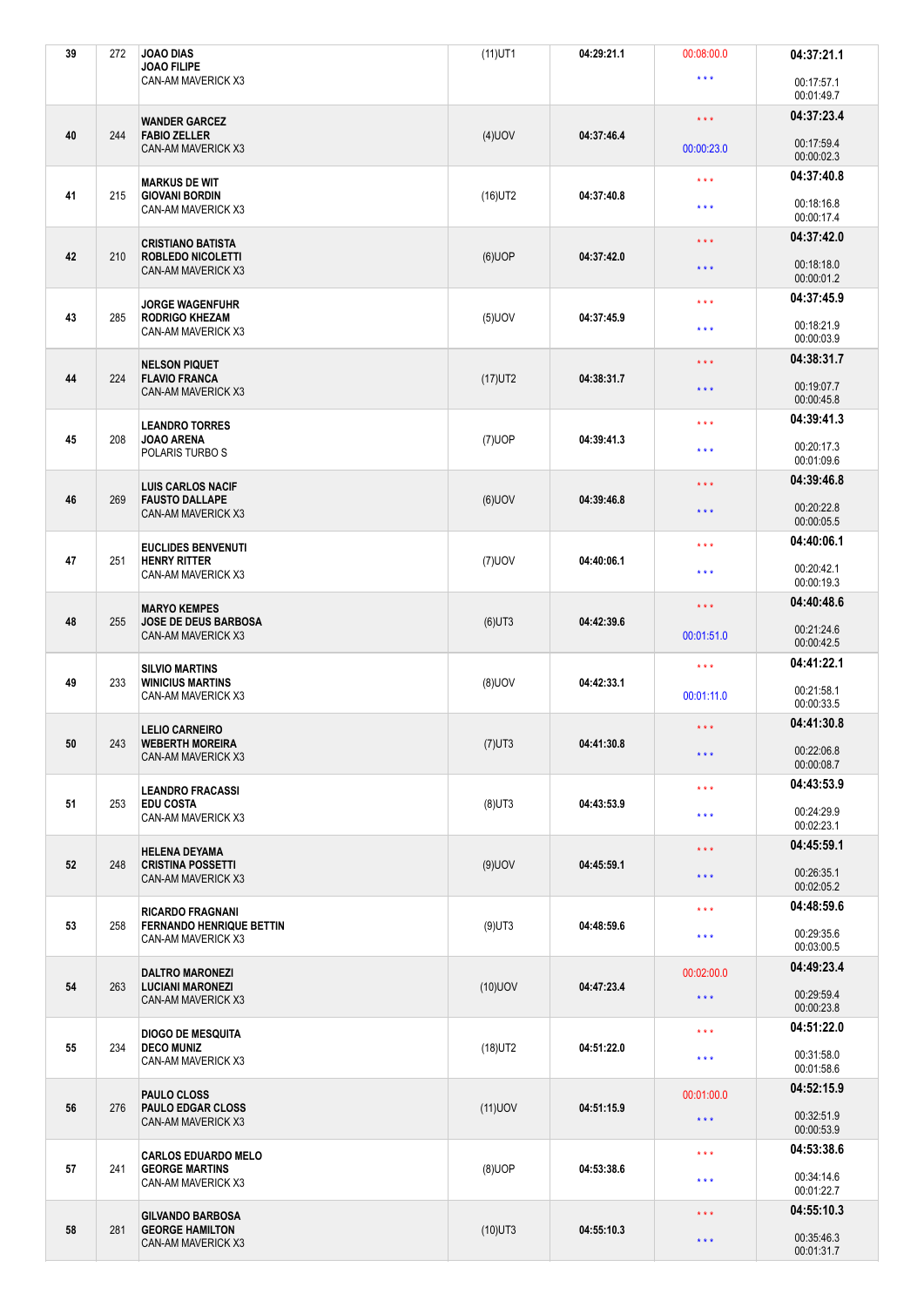| 39 | 272 | JOAO DIAS<br>JOAO FILIPE<br>CAN-AM MAVERICK X3 | (11)UT1 | 04:29:21.1 | 00:08:00.0<br>\*\*\* | 04:37:21.1<br>00:17:57.1<br>00:01:49.7 |
|---|---|---|---|---|---|---|
| 40 | 244 | WANDER GARCEZ<br>FABIO ZELLER<br>CAN-AM MAVERICK X3 | (4)UOV | 04:37:46.4 | \*\*\*<br>00:00:23.0 | 04:37:23.4<br>00:17:59.4<br>00:00:02.3 |
| 41 | 215 | MARKUS DE WIT<br>GIOVANI BORDIN<br>CAN-AM MAVERICK X3 | (16)UT2 | 04:37:40.8 | \*\*\*<br>\*\*\* | 04:37:40.8<br>00:18:16.8<br>00:00:17.4 |
| 42 | 210 | CRISTIANO BATISTA<br>ROBLEDO NICOLETTI<br>CAN-AM MAVERICK X3 | (6)UOP | 04:37:42.0 | \*\*\*<br>\*\*\* | 04:37:42.0<br>00:18:18.0<br>00:00:01.2 |
| 43 | 285 | JORGE WAGENFUHR<br>RODRIGO KHEZAM<br>CAN-AM MAVERICK X3 | (5)UOV | 04:37:45.9 | \*\*\*<br>\*\*\* | 04:37:45.9<br>00:18:21.9<br>00:00:03.9 |
| 44 | 224 | NELSON PIQUET<br>FLAVIO FRANCA<br>CAN-AM MAVERICK X3 | (17)UT2 | 04:38:31.7 | \*\*\*<br>\*\*\* | 04:38:31.7<br>00:19:07.7<br>00:00:45.8 |
| 45 | 208 | LEANDRO TORRES<br>JOAO ARENA<br>POLARIS TURBO S | (7)UOP | 04:39:41.3 | \*\*\*<br>\*\*\* | 04:39:41.3<br>00:20:17.3<br>00:01:09.6 |
| 46 | 269 | LUIS CARLOS NACIF<br>FAUSTO DALLAPE<br>CAN-AM MAVERICK X3 | (6)UOV | 04:39:46.8 | \*\*\*<br>\*\*\* | 04:39:46.8<br>00:20:22.8<br>00:00:05.5 |
| 47 | 251 | EUCLIDES BENVENUTI<br>HENRY RITTER<br>CAN-AM MAVERICK X3 | (7)UOV | 04:40:06.1 | \*\*\*<br>\*\*\* | 04:40:06.1<br>00:20:42.1<br>00:00:19.3 |
| 48 | 255 | MARYO KEMPES<br>JOSE DE DEUS BARBOSA<br>CAN-AM MAVERICK X3 | (6)UT3 | 04:42:39.6 | \*\*\*<br>00:01:51.0 | 04:40:48.6<br>00:21:24.6<br>00:00:42.5 |
| 49 | 233 | SILVIO MARTINS<br>WINICIUS MARTINS<br>CAN-AM MAVERICK X3 | (8)UOV | 04:42:33.1 | \*\*\*<br>00:01:11.0 | 04:41:22.1<br>00:21:58.1<br>00:00:33.5 |
| 50 | 243 | LELIO CARNEIRO<br>WEBERTH MOREIRA<br>CAN-AM MAVERICK X3 | (7)UT3 | 04:41:30.8 | \*\*\*<br>\*\*\* | 04:41:30.8<br>00:22:06.8<br>00:00:08.7 |
| 51 | 253 | LEANDRO FRACASSI<br>EDU COSTA<br>CAN-AM MAVERICK X3 | (8)UT3 | 04:43:53.9 | \*\*\*<br>\*\*\* | 04:43:53.9<br>00:24:29.9<br>00:02:23.1 |
| 52 | 248 | HELENA DEYAMA<br>CRISTINA POSSETTI<br>CAN-AM MAVERICK X3 | (9)UOV | 04:45:59.1 | \*\*\*<br>\*\*\* | 04:45:59.1<br>00:26:35.1<br>00:02:05.2 |
| 53 | 258 | RICARDO FRAGNANI<br>FERNANDO HENRIQUE BETTIN<br>CAN-AM MAVERICK X3 | (9)UT3 | 04:48:59.6 | \*\*\*<br>\*\*\* | 04:48:59.6<br>00:29:35.6<br>00:03:00.5 |
| 54 | 263 | DALTRO MARONEZI<br>LUCIANI MARONEZI<br>CAN-AM MAVERICK X3 | (10)UOV | 04:47:23.4 | 00:02:00.0<br>\*\*\* | 04:49:23.4<br>00:29:59.4<br>00:00:23.8 |
| 55 | 234 | DIOGO DE MESQUITA<br>DECO MUNIZ<br>CAN-AM MAVERICK X3 | (18)UT2 | 04:51:22.0 | \*\*\*<br>\*\*\* | 04:51:22.0<br>00:31:58.0<br>00:01:58.6 |
| 56 | 276 | PAULO CLOSS<br>PAULO EDGAR CLOSS<br>CAN-AM MAVERICK X3 | (11)UOV | 04:51:15.9 | 00:01:00.0<br>\*\*\* | 04:52:15.9<br>00:32:51.9<br>00:00:53.9 |
| 57 | 241 | CARLOS EDUARDO MELO<br>GEORGE MARTINS<br>CAN-AM MAVERICK X3 | (8)UOP | 04:53:38.6 | \*\*\*<br>\*\*\* | 04:53:38.6<br>00:34:14.6<br>00:01:22.7 |
| 58 | 281 | GILVANDO BARBOSA<br>GEORGE HAMILTON<br>CAN-AM MAVERICK X3 | (10)UT3 | 04:55:10.3 | \*\*\*<br>\*\*\* | 04:55:10.3<br>00:35:46.3<br>00:01:31.7 |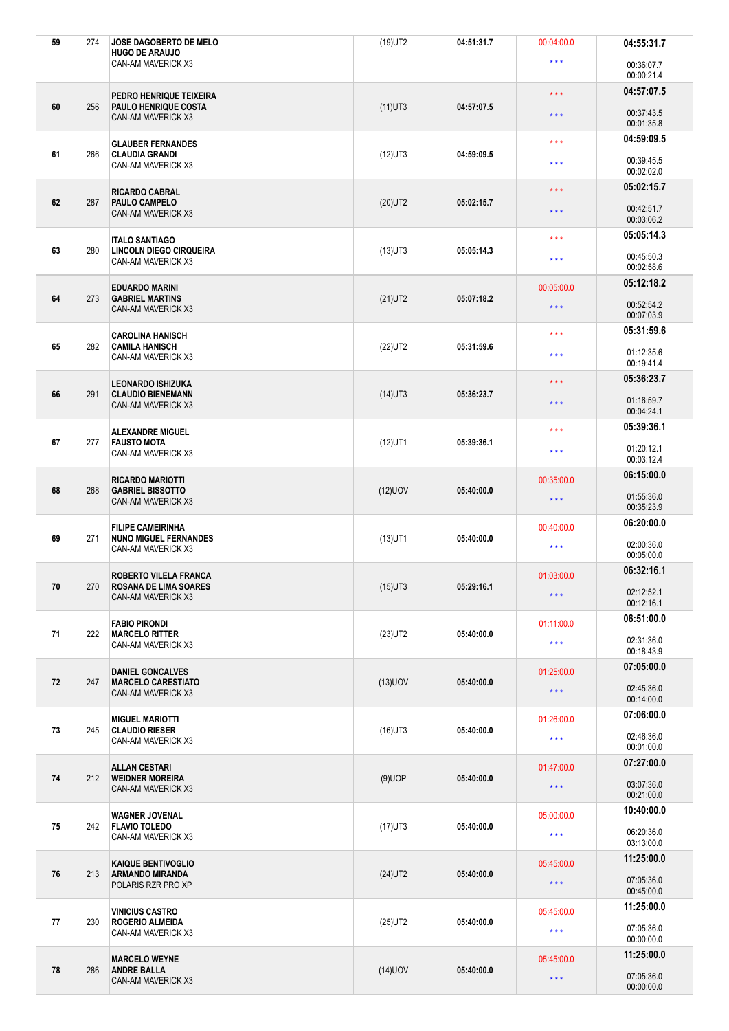| | | | | | | |
|---|---|---|---|---|---|---|
| 59 | 274 | **JOSE DAGOBERTO DE MELO**<br>**HUGO DE ARAUJO**<br>CAN-AM MAVERICK X3 | (19)UT2 | **04:51:31.7** | 00:04:00.0<br>*** | **04:55:31.7**<br>00:36:07.7<br>00:00:21.4 |
| 60 | 256 | **PEDRO HENRIQUE TEIXEIRA**<br>**PAULO HENRIQUE COSTA**<br>CAN-AM MAVERICK X3 | (11)UT3 | **04:57:07.5** | ***<br>*** | **04:57:07.5**<br>00:37:43.5<br>00:01:35.8 |
| 61 | 266 | **GLAUBER FERNANDES**<br>**CLAUDIA GRANDI**<br>CAN-AM MAVERICK X3 | (12)UT3 | **04:59:09.5** | ***<br>*** | **04:59:09.5**<br>00:39:45.5<br>00:02:02.0 |
| 62 | 287 | **RICARDO CABRAL**<br>**PAULO CAMPELO**<br>CAN-AM MAVERICK X3 | (20)UT2 | **05:02:15.7** | ***<br>*** | **05:02:15.7**<br>00:42:51.7<br>00:03:06.2 |
| 63 | 280 | **ITALO SANTIAGO**<br>**LINCOLN DIEGO CIRQUEIRA**<br>CAN-AM MAVERICK X3 | (13)UT3 | **05:05:14.3** | ***<br>*** | **05:05:14.3**<br>00:45:50.3<br>00:02:58.6 |
| 64 | 273 | **EDUARDO MARINI**<br>**GABRIEL MARTINS**<br>CAN-AM MAVERICK X3 | (21)UT2 | **05:07:18.2** | 00:05:00.0<br>*** | **05:12:18.2**<br>00:52:54.2<br>00:07:03.9 |
| 65 | 282 | **CAROLINA HANISCH**<br>**CAMILA HANISCH**<br>CAN-AM MAVERICK X3 | (22)UT2 | **05:31:59.6** | ***<br>*** | **05:31:59.6**<br>01:12:35.6<br>00:19:41.4 |
| 66 | 291 | **LEONARDO ISHIZUKA**<br>**CLAUDIO BIENEMANN**<br>CAN-AM MAVERICK X3 | (14)UT3 | **05:36:23.7** | ***<br>*** | **05:36:23.7**<br>01:16:59.7<br>00:04:24.1 |
| 67 | 277 | **ALEXANDRE MIGUEL**<br>**FAUSTO MOTA**<br>CAN-AM MAVERICK X3 | (12)UT1 | **05:39:36.1** | ***<br>*** | **05:39:36.1**<br>01:20:12.1<br>00:03:12.4 |
| 68 | 268 | **RICARDO MARIOTTI**<br>**GABRIEL BISSOTTO**<br>CAN-AM MAVERICK X3 | (12)UOV | **05:40:00.0** | 00:35:00.0<br>*** | **06:15:00.0**<br>01:55:36.0<br>00:35:23.9 |
| 69 | 271 | **FILIPE CAMEIRINHA**<br>**NUNO MIGUEL FERNANDES**<br>CAN-AM MAVERICK X3 | (13)UT1 | **05:40:00.0** | 00:40:00.0<br>*** | **06:20:00.0**<br>02:00:36.0<br>00:05:00.0 |
| 70 | 270 | **ROBERTO VILELA FRANCA**<br>**ROSANA DE LIMA SOARES**<br>CAN-AM MAVERICK X3 | (15)UT3 | **05:29:16.1** | 01:03:00.0<br>*** | **06:32:16.1**<br>02:12:52.1<br>00:12:16.1 |
| 71 | 222 | **FABIO PIRONDI**<br>**MARCELO RITTER**<br>CAN-AM MAVERICK X3 | (23)UT2 | **05:40:00.0** | 01:11:00.0<br>*** | **06:51:00.0**<br>02:31:36.0<br>00:18:43.9 |
| 72 | 247 | **DANIEL GONCALVES**<br>**MARCELO CARESTIATO**<br>CAN-AM MAVERICK X3 | (13)UOV | **05:40:00.0** | 01:25:00.0<br>*** | **07:05:00.0**<br>02:45:36.0<br>00:14:00.0 |
| 73 | 245 | **MIGUEL MARIOTTI**<br>**CLAUDIO RIESER**<br>CAN-AM MAVERICK X3 | (16)UT3 | **05:40:00.0** | 01:26:00.0<br>*** | **07:06:00.0**<br>02:46:36.0<br>00:01:00.0 |
| 74 | 212 | **ALLAN CESTARI**<br>**WEIDNER MOREIRA**<br>CAN-AM MAVERICK X3 | (9)UOP | **05:40:00.0** | 01:47:00.0<br>*** | **07:27:00.0**<br>03:07:36.0<br>00:21:00.0 |
| 75 | 242 | **WAGNER JOVENAL**<br>**FLAVIO TOLEDO**<br>CAN-AM MAVERICK X3 | (17)UT3 | **05:40:00.0** | 05:00:00.0<br>*** | **10:40:00.0**<br>06:20:36.0<br>03:13:00.0 |
| 76 | 213 | **KAIQUE BENTIVOGLIO**<br>**ARMANDO MIRANDA**<br>POLARIS RZR PRO XP | (24)UT2 | **05:40:00.0** | 05:45:00.0<br>*** | **11:25:00.0**<br>07:05:36.0<br>00:45:00.0 |
| 77 | 230 | **VINICIUS CASTRO**<br>**ROGERIO ALMEIDA**<br>CAN-AM MAVERICK X3 | (25)UT2 | **05:40:00.0** | 05:45:00.0<br>*** | **11:25:00.0**<br>07:05:36.0<br>00:00:00.0 |
| 78 | 286 | **MARCELO WEYNE**<br>**ANDRE BALLA**<br>CAN-AM MAVERICK X3 | (14)UOV | **05:40:00.0** | 05:45:00.0<br>*** | **11:25:00.0**<br>07:05:36.0<br>00:00:00.0 |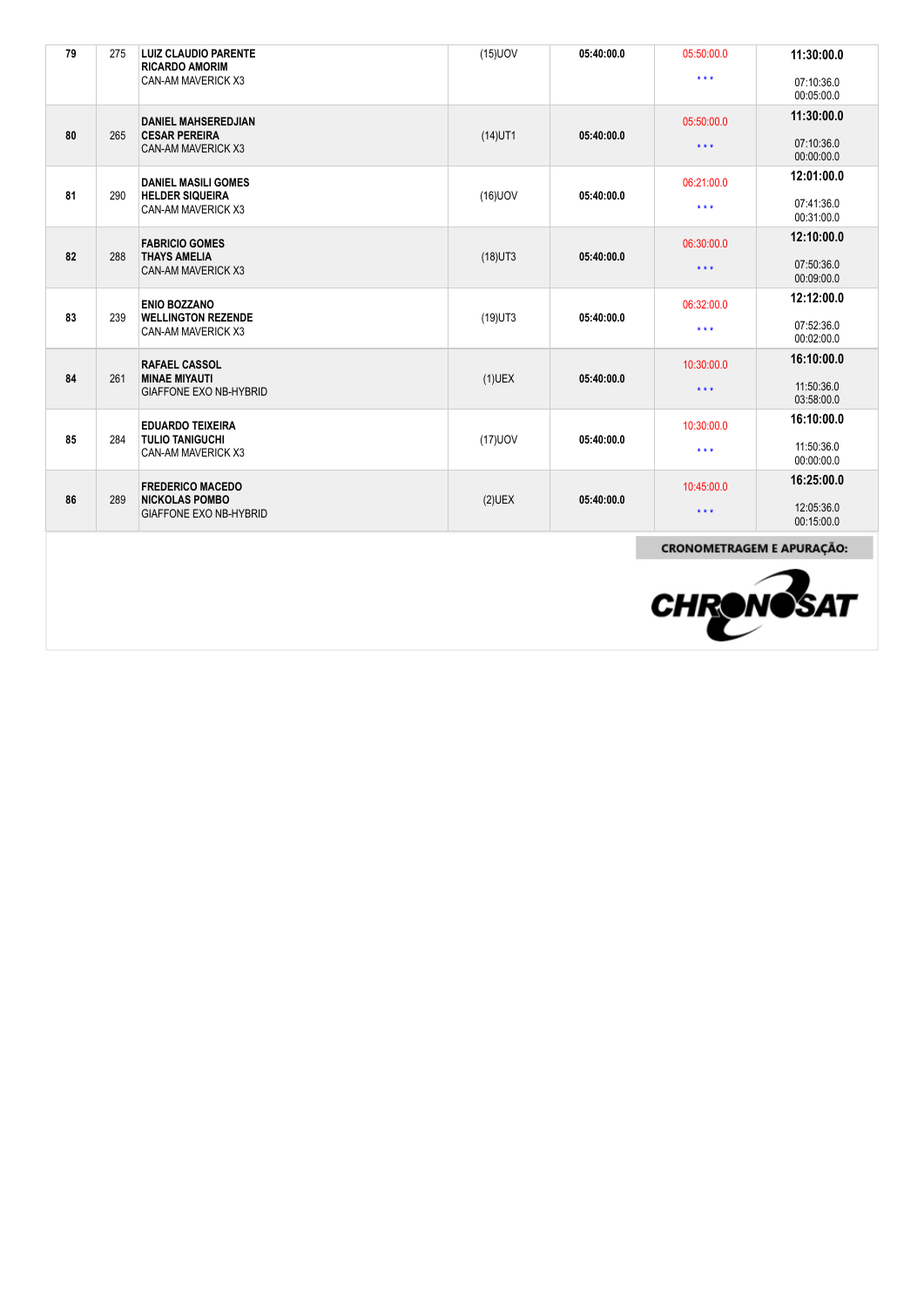| | | | | | | |
|---|---|---|---|---|---|---|
| 79 | 275 | **LUIZ CLAUDIO PARENTE**<br>**RICARDO AMORIM**<br>CAN-AM MAVERICK X3 | (15)UOV | **05:40:00.0** | 05:50:00.0<br>* * * | **11:30:00.0**<br>07:10:36.0<br>00:05:00.0 |
| 80 | 265 | **DANIEL MAHSEREDJIAN**<br>**CESAR PEREIRA**<br>CAN-AM MAVERICK X3 | (14)UT1 | **05:40:00.0** | 05:50:00.0<br>* * * | **11:30:00.0**<br>07:10:36.0<br>00:00:00.0 |
| 81 | 290 | **DANIEL MASILI GOMES**<br>**HELDER SIQUEIRA**<br>CAN-AM MAVERICK X3 | (16)UOV | **05:40:00.0** | 06:21:00.0<br>* * * | **12:01:00.0**<br>07:41:36.0<br>00:31:00.0 |
| 82 | 288 | **FABRICIO GOMES**<br>**THAYS AMELIA**<br>CAN-AM MAVERICK X3 | (18)UT3 | **05:40:00.0** | 06:30:00.0<br>* * * | **12:10:00.0**<br>07:50:36.0<br>00:09:00.0 |
| 83 | 239 | **ENIO BOZZANO**<br>**WELLINGTON REZENDE**<br>CAN-AM MAVERICK X3 | (19)UT3 | **05:40:00.0** | 06:32:00.0<br>* * * | **12:12:00.0**<br>07:52:36.0<br>00:02:00.0 |
| 84 | 261 | **RAFAEL CASSOL**<br>**MINAE MIYAUTI**<br>GIAFFONE EXO NB-HYBRID | (1)UEX | **05:40:00.0** | 10:30:00.0<br>* * * | **16:10:00.0**<br>11:50:36.0<br>03:58:00.0 |
| 85 | 284 | **EDUARDO TEIXEIRA**<br>**TULIO TANIGUCHI**<br>CAN-AM MAVERICK X3 | (17)UOV | **05:40:00.0** | 10:30:00.0<br>* * * | **16:10:00.0**<br>11:50:36.0<br>00:00:00.0 |
| 86 | 289 | **FREDERICO MACEDO**<br>**NICKOLAS POMBO**<br>GIAFFONE EXO NB-HYBRID | (2)UEX | **05:40:00.0** | 10:45:00.0<br>* * * | **16:25:00.0**<br>12:05:36.0<br>00:15:00.0 |

**CRONOMETRAGEM E APURAÇÃO:**

CHRONOSAT